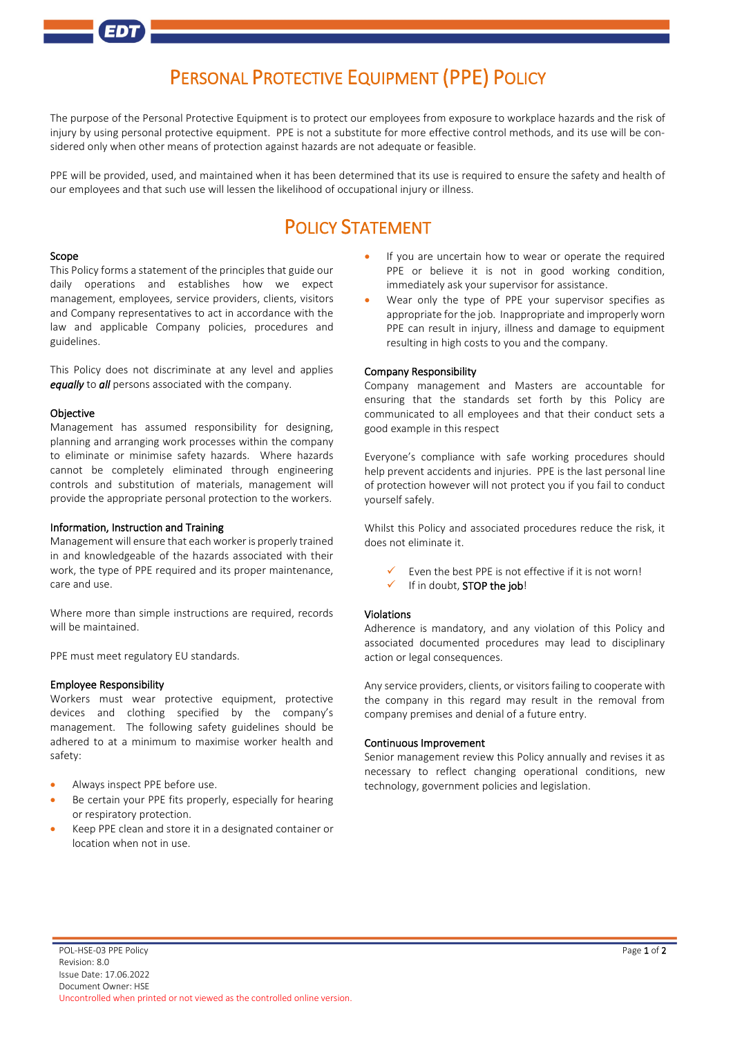# Personal Protective Equipment (PPE) Policy

The purpose of the Personal Protective Equipment is to protect our employees from exposure to workplace hazards and the risk of injury by using personal protective equipment. PPE is not a substitute for more effective control methods, and its use will be considered only when other means of protection against hazards are not adequate or feasible.

PPE will be provided, used, and maintained when it has been determined that its use is required to ensure the safety and health of our employees and that such use will lessen the likelihood of occupational injury or illness.

## Policy Statement

### Scope

This Policy forms a statement of the principles that guide our daily operations and establishes how we expect management, employees, service providers, clients, visitors and Company representatives to act in accordance with the law and applicable Company policies, procedures and guidelines.

This Policy does not discriminate at any level and applies ***equally*** to ***all*** persons associated with the company.

### Objective

Management has assumed responsibility for designing, planning and arranging work processes within the company to eliminate or minimise safety hazards. Where hazards cannot be completely eliminated through engineering controls and substitution of materials, management will provide the appropriate personal protection to the workers.

### Information, Instruction and Training

Management will ensure that each worker is properly trained in and knowledgeable of the hazards associated with their work, the type of PPE required and its proper maintenance, care and use.

Where more than simple instructions are required, records will be maintained.

PPE must meet regulatory EU standards.

### Employee Responsibility

Workers must wear protective equipment, protective devices and clothing specified by the company's management. The following safety guidelines should be adhered to at a minimum to maximise worker health and safety:

- Always inspect PPE before use.
- Be certain your PPE fits properly, especially for hearing or respiratory protection.
- Keep PPE clean and store it in a designated container or location when not in use.
- If you are uncertain how to wear or operate the required PPE or believe it is not in good working condition, immediately ask your supervisor for assistance.
- Wear only the type of PPE your supervisor specifies as appropriate for the job. Inappropriate and improperly worn PPE can result in injury, illness and damage to equipment resulting in high costs to you and the company.

### Company Responsibility

Company management and Masters are accountable for ensuring that the standards set forth by this Policy are communicated to all employees and that their conduct sets a good example in this respect

Everyone's compliance with safe working procedures should help prevent accidents and injuries. PPE is the last personal line of protection however will not protect you if you fail to conduct yourself safely.

Whilst this Policy and associated procedures reduce the risk, it does not eliminate it.

- ✓ Even the best PPE is not effective if it is not worn!
- ✓ If in doubt, **STOP the job**!

### Violations

Adherence is mandatory, and any violation of this Policy and associated documented procedures may lead to disciplinary action or legal consequences.

Any service providers, clients, or visitors failing to cooperate with the company in this regard may result in the removal from company premises and denial of a future entry.

### Continuous Improvement

Senior management review this Policy annually and revises it as necessary to reflect changing operational conditions, new technology, government policies and legislation.

POL-HSE-03 PPE Policy
Revision: 8.0
Issue Date: 17.06.2022
Document Owner: HSE
Uncontrolled when printed or not viewed as the controlled online version.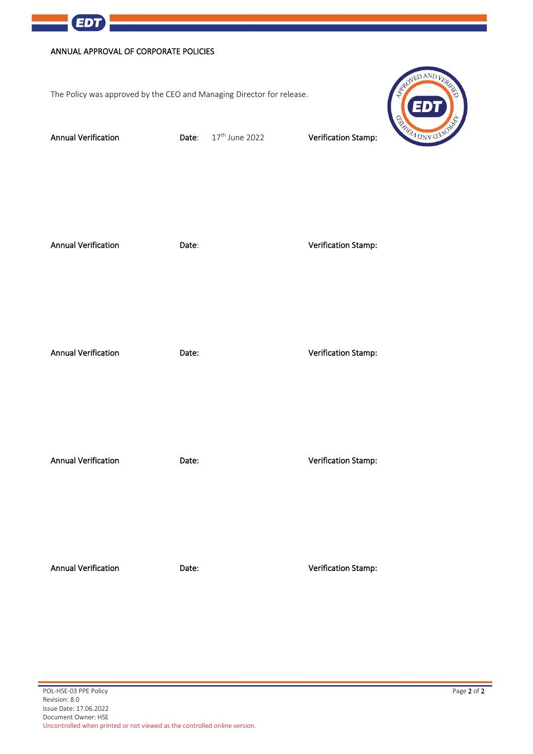ANNUAL APPROVAL OF CORPORATE POLICIES

The Policy was approved by the CEO and Managing Director for release.

| | | |
|---|---|---|
| **Annual Verification** | **Date:** 17th June 2022 | **Verification Stamp:** |
| **Annual Verification** | **Date:** | **Verification Stamp:** |
| **Annual Verification** | **Date:** | **Verification Stamp:** |
| **Annual Verification** | **Date:** | **Verification Stamp:** |
| **Annual Verification** | **Date:** | **Verification Stamp:** |

POL-HSE-03 PPE Policy
Revision: 8.0
Issue Date: 17.06.2022
Document Owner: HSE
Uncontrolled when printed or not viewed as the controlled online version.